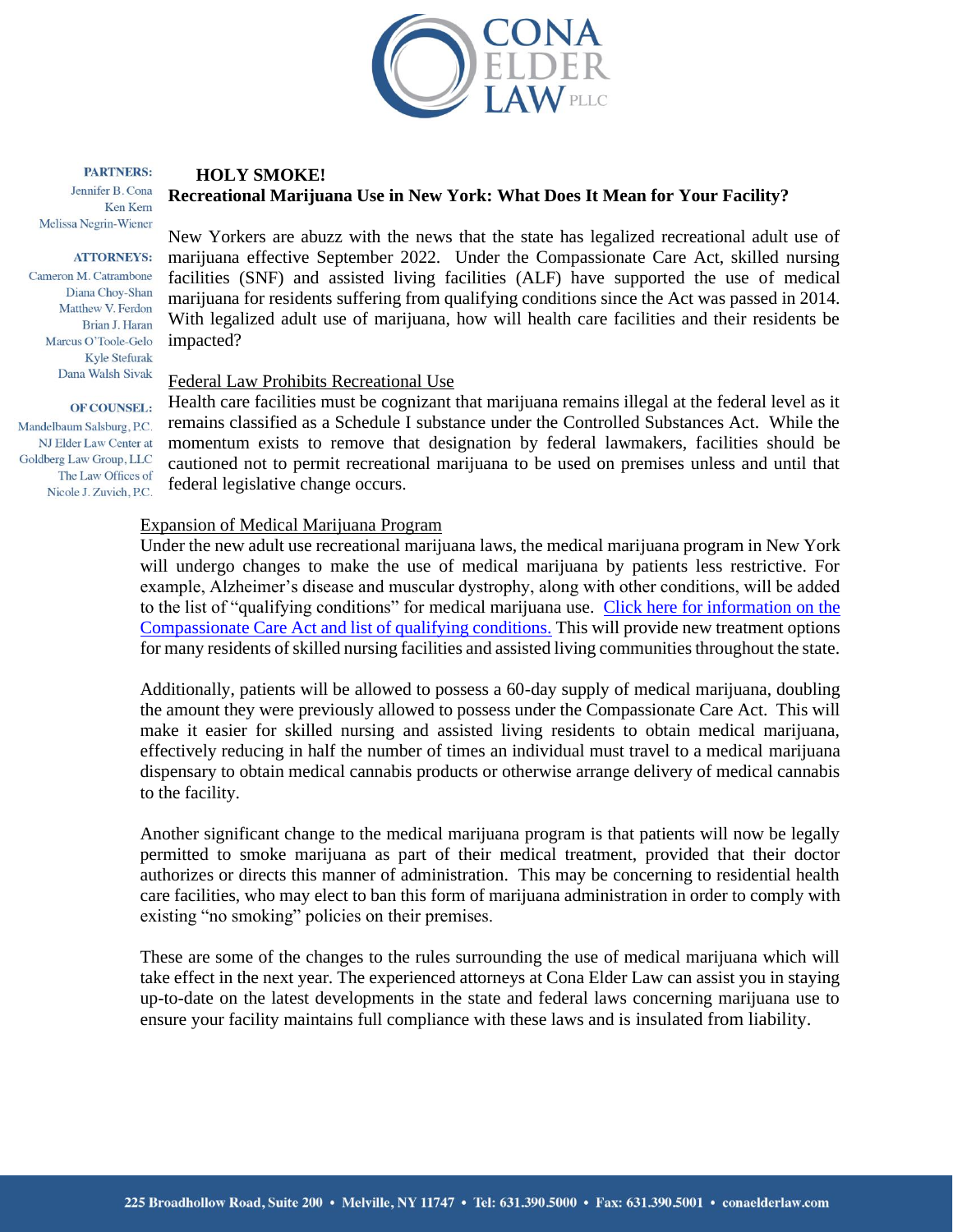CONA ELDER LAW PLLC

**PARTNERS:**
Jennifer B. Cona
Ken Kern
Melissa Negrin-Wiener

**ATTORNEYS:**
Cameron M. Catrambone
Diana Choy-Shan
Matthew V. Ferdon
Brian J. Haran
Marcus O'Toole-Gelo
Kyle Stefurak
Dana Walsh Sivak

**OF COUNSEL:**
Mandelbaum Salsburg, P.C.
NJ Elder Law Center at Goldberg Law Group, LLC
The Law Offices of Nicole J. Zuvich, P.C.

# HOLY SMOKE!

## Recreational Marijuana Use in New York: What Does It Mean for Your Facility?

New Yorkers are abuzz with the news that the state has legalized recreational adult use of marijuana effective September 2022. Under the Compassionate Care Act, skilled nursing facilities (SNF) and assisted living facilities (ALF) have supported the use of medical marijuana for residents suffering from qualifying conditions since the Act was passed in 2014. With legalized adult use of marijuana, how will health care facilities and their residents be impacted?

### Federal Law Prohibits Recreational Use

Health care facilities must be cognizant that marijuana remains illegal at the federal level as it remains classified as a Schedule I substance under the Controlled Substances Act. While the momentum exists to remove that designation by federal lawmakers, facilities should be cautioned not to permit recreational marijuana to be used on premises unless and until that federal legislative change occurs.

### Expansion of Medical Marijuana Program

Under the new adult use recreational marijuana laws, the medical marijuana program in New York will undergo changes to make the use of medical marijuana by patients less restrictive. For example, Alzheimer's disease and muscular dystrophy, along with other conditions, will be added to the list of "qualifying conditions" for medical marijuana use. Click here for information on the Compassionate Care Act and list of qualifying conditions. This will provide new treatment options for many residents of skilled nursing facilities and assisted living communities throughout the state.

Additionally, patients will be allowed to possess a 60-day supply of medical marijuana, doubling the amount they were previously allowed to possess under the Compassionate Care Act. This will make it easier for skilled nursing and assisted living residents to obtain medical marijuana, effectively reducing in half the number of times an individual must travel to a medical marijuana dispensary to obtain medical cannabis products or otherwise arrange delivery of medical cannabis to the facility.

Another significant change to the medical marijuana program is that patients will now be legally permitted to smoke marijuana as part of their medical treatment, provided that their doctor authorizes or directs this manner of administration. This may be concerning to residential health care facilities, who may elect to ban this form of marijuana administration in order to comply with existing "no smoking" policies on their premises.

These are some of the changes to the rules surrounding the use of medical marijuana which will take effect in the next year. The experienced attorneys at Cona Elder Law can assist you in staying up-to-date on the latest developments in the state and federal laws concerning marijuana use to ensure your facility maintains full compliance with these laws and is insulated from liability.

225 Broadhollow Road, Suite 200 • Melville, NY 11747 • Tel: 631.390.5000 • Fax: 631.390.5001 • conaelderlaw.com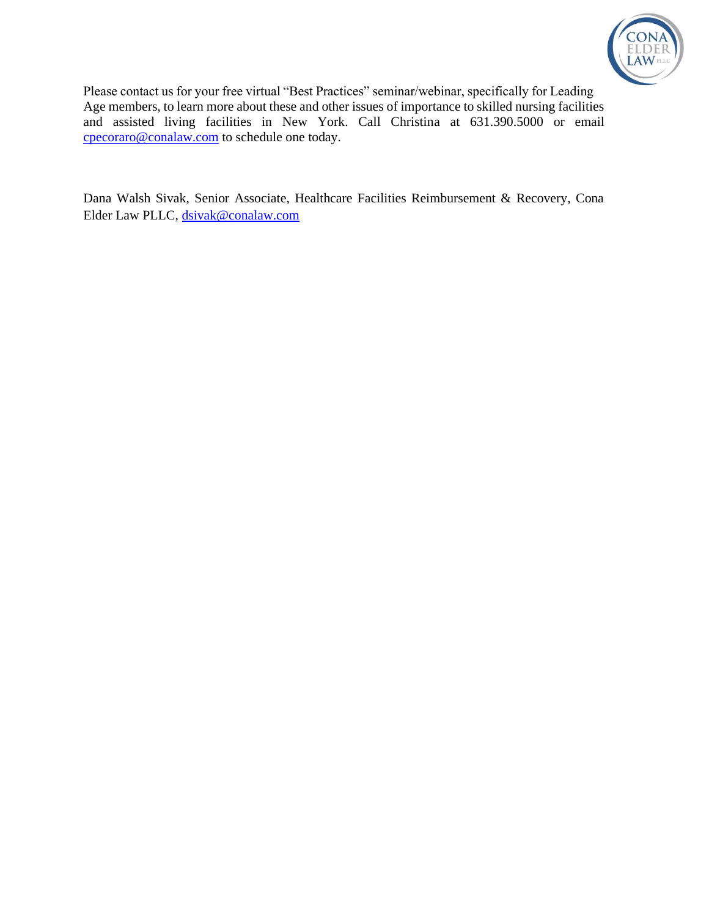Please contact us for your free virtual "Best Practices" seminar/webinar, specifically for Leading Age members, to learn more about these and other issues of importance to skilled nursing facilities and assisted living facilities in New York. Call Christina at 631.390.5000 or email cpecoraro@conalaw.com to schedule one today.

Dana Walsh Sivak, Senior Associate, Healthcare Facilities Reimbursement & Recovery, Cona Elder Law PLLC, dsivak@conalaw.com